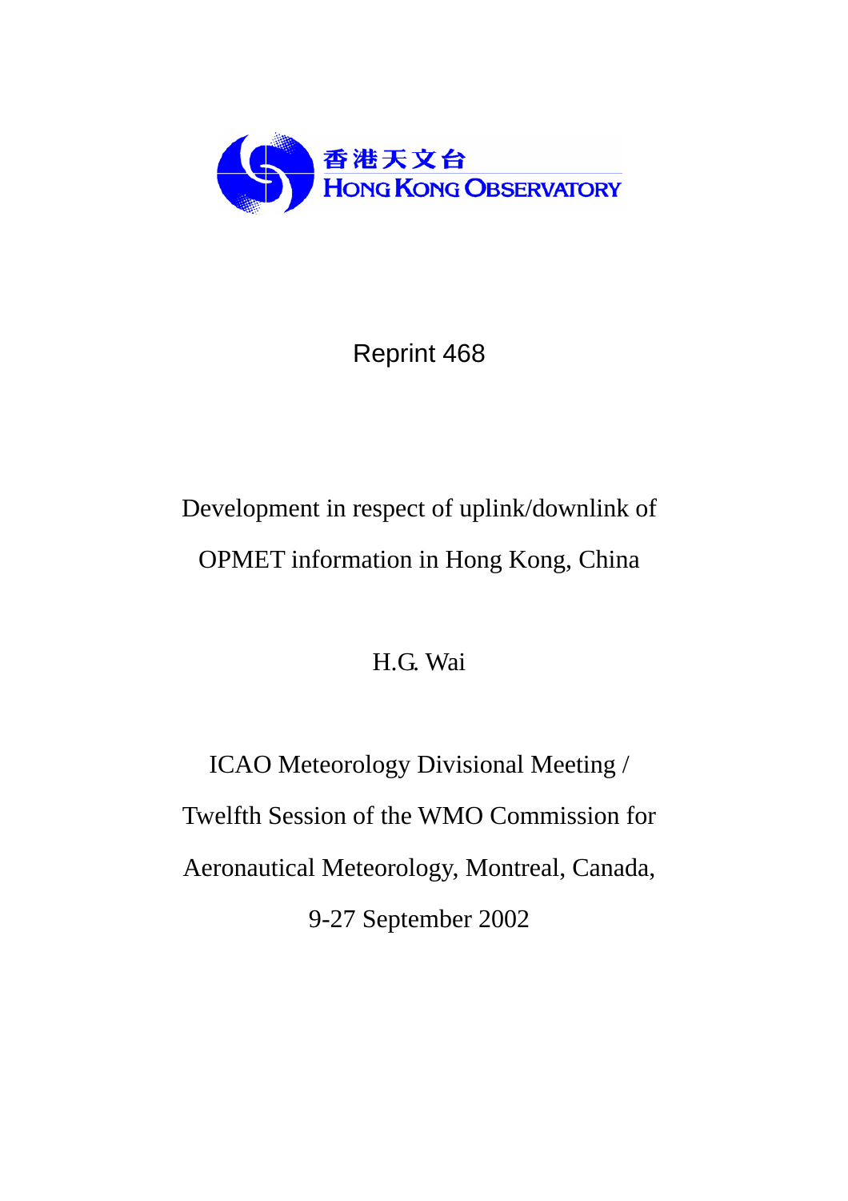香港天文台
HONG KONG OBSERVATORY

Reprint 468

# Development in respect of uplink/downlink of OPMET information in Hong Kong, China

H.G. Wai

ICAO Meteorology Divisional Meeting / Twelfth Session of the WMO Commission for Aeronautical Meteorology, Montreal, Canada, 9-27 September 2002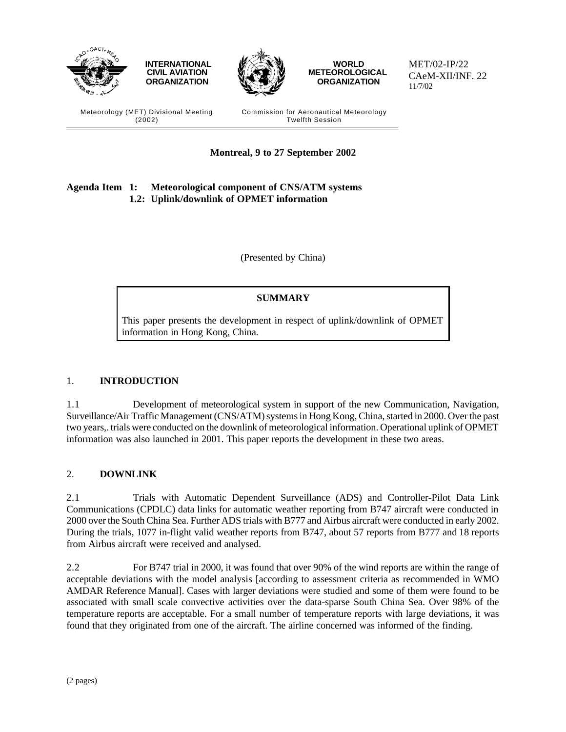MET/02-IP/22
CAeM-XII/INF. 22
11/7/02

**INTERNATIONAL CIVIL AVIATION ORGANIZATION**

**WORLD METEOROLOGICAL ORGANIZATION**

Meteorology (MET) Divisional Meeting (2002)

Commission for Aeronautical Meteorology Twelfth Session

**Montreal, 9 to 27 September 2002**

**Agenda Item 1: Meteorological component of CNS/ATM systems**
**1.2: Uplink/downlink of OPMET information**

(Presented by China)

**SUMMARY**

This paper presents the development in respect of uplink/downlink of OPMET information in Hong Kong, China.

## 1. INTRODUCTION

1.1 Development of meteorological system in support of the new Communication, Navigation, Surveillance/Air Traffic Management (CNS/ATM) systems in Hong Kong, China, started in 2000. Over the past two years,. trials were conducted on the downlink of meteorological information. Operational uplink of OPMET information was also launched in 2001. This paper reports the development in these two areas.

## 2. DOWNLINK

2.1 Trials with Automatic Dependent Surveillance (ADS) and Controller-Pilot Data Link Communications (CPDLC) data links for automatic weather reporting from B747 aircraft were conducted in 2000 over the South China Sea. Further ADS trials with B777 and Airbus aircraft were conducted in early 2002. During the trials, 1077 in-flight valid weather reports from B747, about 57 reports from B777 and 18 reports from Airbus aircraft were received and analysed.

2.2 For B747 trial in 2000, it was found that over 90% of the wind reports are within the range of acceptable deviations with the model analysis [according to assessment criteria as recommended in WMO AMDAR Reference Manual]. Cases with larger deviations were studied and some of them were found to be associated with small scale convective activities over the data-sparse South China Sea. Over 98% of the temperature reports are acceptable. For a small number of temperature reports with large deviations, it was found that they originated from one of the aircraft. The airline concerned was informed of the finding.

(2 pages)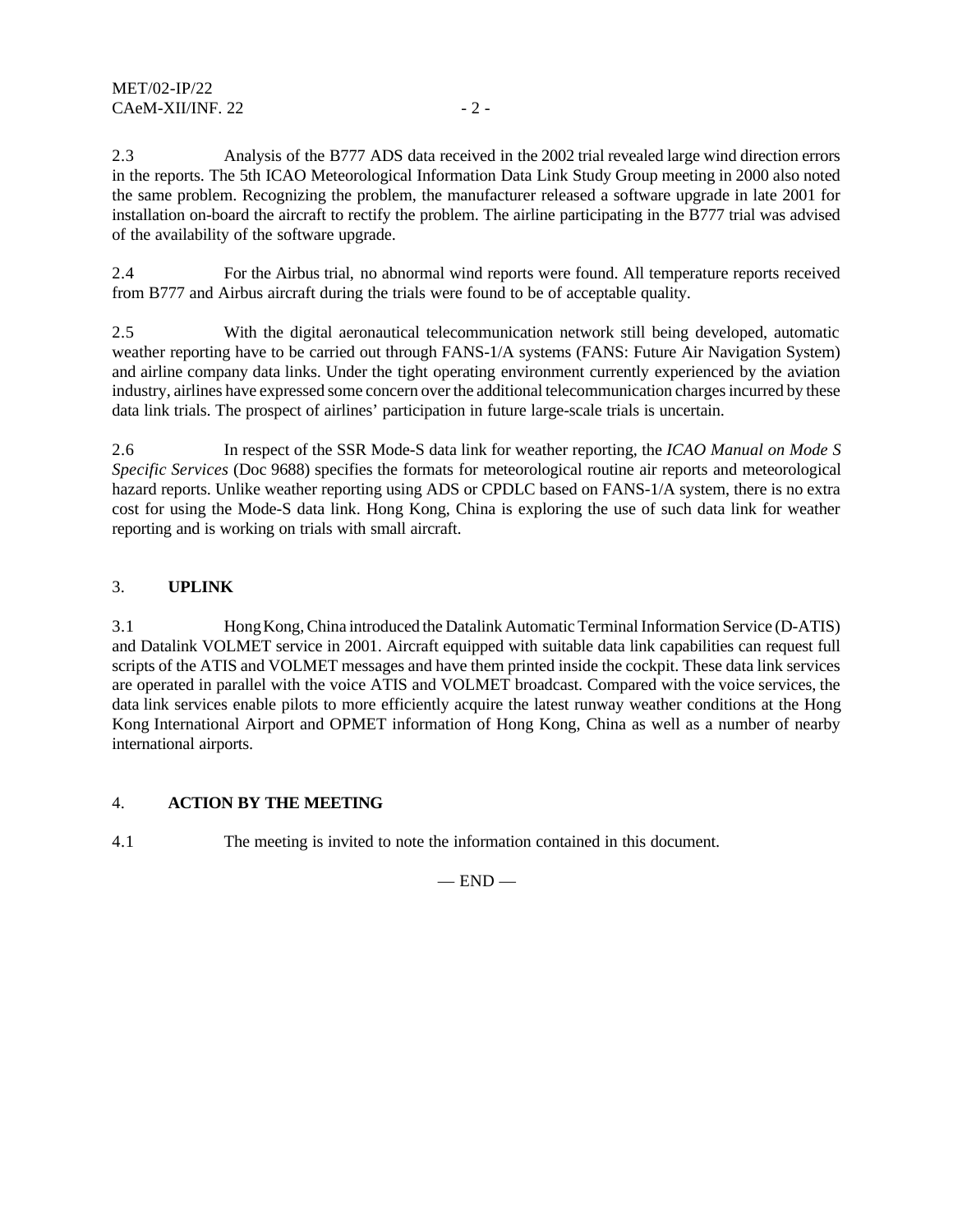2.3 Analysis of the B777 ADS data received in the 2002 trial revealed large wind direction errors in the reports. The 5th ICAO Meteorological Information Data Link Study Group meeting in 2000 also noted the same problem. Recognizing the problem, the manufacturer released a software upgrade in late 2001 for installation on-board the aircraft to rectify the problem. The airline participating in the B777 trial was advised of the availability of the software upgrade.

2.4 For the Airbus trial, no abnormal wind reports were found. All temperature reports received from B777 and Airbus aircraft during the trials were found to be of acceptable quality.

2.5 With the digital aeronautical telecommunication network still being developed, automatic weather reporting have to be carried out through FANS-1/A systems (FANS: Future Air Navigation System) and airline company data links. Under the tight operating environment currently experienced by the aviation industry, airlines have expressed some concern over the additional telecommunication charges incurred by these data link trials. The prospect of airlines' participation in future large-scale trials is uncertain.

2.6 In respect of the SSR Mode-S data link for weather reporting, the *ICAO Manual on Mode S Specific Services* (Doc 9688) specifies the formats for meteorological routine air reports and meteorological hazard reports. Unlike weather reporting using ADS or CPDLC based on FANS-1/A system, there is no extra cost for using the Mode-S data link. Hong Kong, China is exploring the use of such data link for weather reporting and is working on trials with small aircraft.

## 3. UPLINK

3.1 Hong Kong, China introduced the Datalink Automatic Terminal Information Service (D-ATIS) and Datalink VOLMET service in 2001. Aircraft equipped with suitable data link capabilities can request full scripts of the ATIS and VOLMET messages and have them printed inside the cockpit. These data link services are operated in parallel with the voice ATIS and VOLMET broadcast. Compared with the voice services, the data link services enable pilots to more efficiently acquire the latest runway weather conditions at the Hong Kong International Airport and OPMET information of Hong Kong, China as well as a number of nearby international airports.

## 4. ACTION BY THE MEETING

4.1 The meeting is invited to note the information contained in this document.

— END —